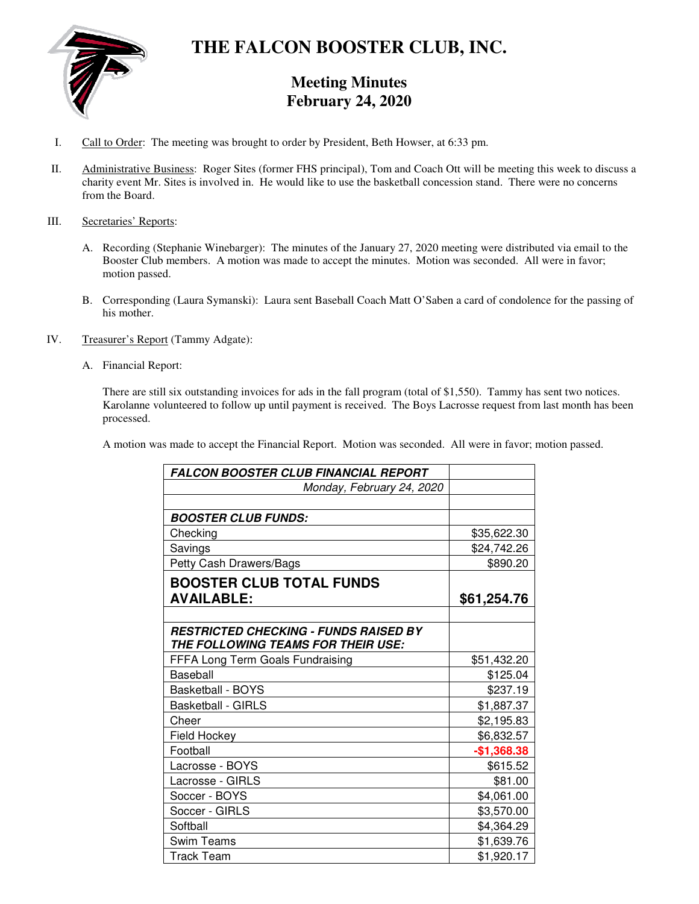# THE FALCON BOOSTER CLUB, INC.

## Meeting Minutes
## February 24, 2020

I. Call to Order: The meeting was brought to order by President, Beth Howser, at 6:33 pm.

II. Administrative Business: Roger Sites (former FHS principal), Tom and Coach Ott will be meeting this week to discuss a charity event Mr. Sites is involved in. He would like to use the basketball concession stand. There were no concerns from the Board.

III. Secretaries' Reports:

A. Recording (Stephanie Winebarger): The minutes of the January 27, 2020 meeting were distributed via email to the Booster Club members. A motion was made to accept the minutes. Motion was seconded. All were in favor; motion passed.

B. Corresponding (Laura Symanski): Laura sent Baseball Coach Matt O'Saben a card of condolence for the passing of his mother.

IV. Treasurer's Report (Tammy Adgate):

A. Financial Report:

There are still six outstanding invoices for ads in the fall program (total of $1,550). Tammy has sent two notices. Karolanne volunteered to follow up until payment is received. The Boys Lacrosse request from last month has been processed.

A motion was made to accept the Financial Report. Motion was seconded. All were in favor; motion passed.

| | |
|---|---|
| ***FALCON BOOSTER CLUB FINANCIAL REPORT*** | |
| *Monday, February 24, 2020* | |
| | |
| ***BOOSTER CLUB FUNDS:*** | |
| Checking | $35,622.30 |
| Savings | $24,742.26 |
| Petty Cash Drawers/Bags | $890.20 |
| **BOOSTER CLUB TOTAL FUNDS AVAILABLE:** | **$61,254.76** |
| | |
| ***RESTRICTED CHECKING - FUNDS RAISED BY THE FOLLOWING TEAMS FOR THEIR USE:*** | |
| FFFA Long Term Goals Fundraising | $51,432.20 |
| Baseball | $125.04 |
| Basketball - BOYS | $237.19 |
| Basketball - GIRLS | $1,887.37 |
| Cheer | $2,195.83 |
| Field Hockey | $6,832.57 |
| Football | **-$1,368.38** |
| Lacrosse - BOYS | $615.52 |
| Lacrosse - GIRLS | $81.00 |
| Soccer - BOYS | $4,061.00 |
| Soccer - GIRLS | $3,570.00 |
| Softball | $4,364.29 |
| Swim Teams | $1,639.76 |
| Track Team | $1,920.17 |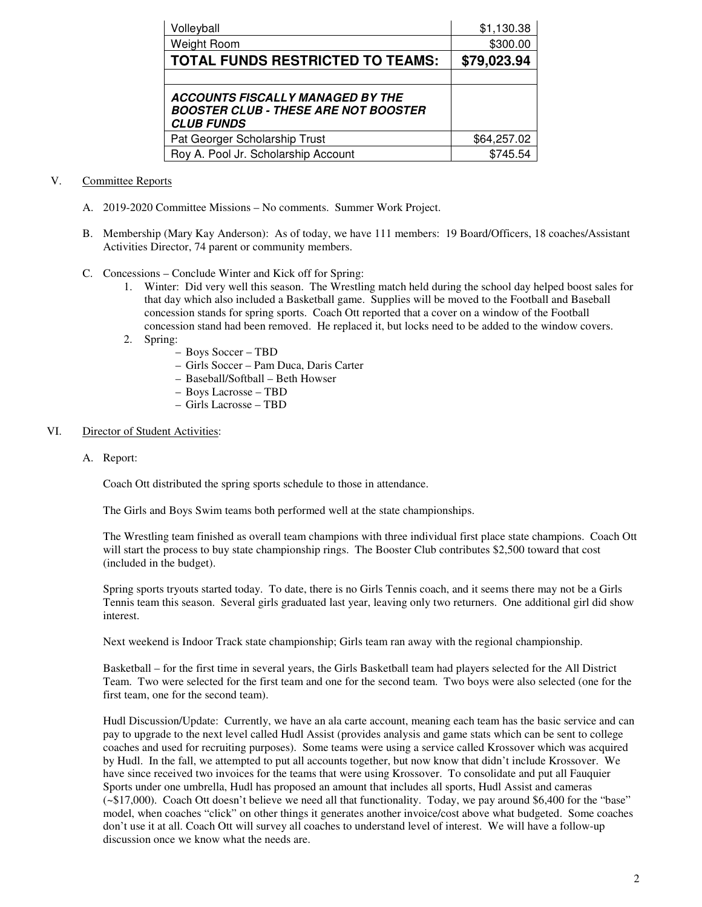| | |
|---|---|
| Volleyball | $1,130.38 |
| Weight Room | $300.00 |
| **TOTAL FUNDS RESTRICTED TO TEAMS:** | **$79,023.94** |
| | |
| ***ACCOUNTS FISCALLY MANAGED BY THE BOOSTER CLUB - THESE ARE NOT BOOSTER CLUB FUNDS*** | |
| Pat Georger Scholarship Trust | $64,257.02 |
| Roy A. Pool Jr. Scholarship Account | $745.54 |

V. Committee Reports

A. 2019-2020 Committee Missions – No comments. Summer Work Project.

B. Membership (Mary Kay Anderson): As of today, we have 111 members: 19 Board/Officers, 18 coaches/Assistant Activities Director, 74 parent or community members.

C. Concessions – Conclude Winter and Kick off for Spring:

1. Winter: Did very well this season. The Wrestling match held during the school day helped boost sales for that day which also included a Basketball game. Supplies will be moved to the Football and Baseball concession stands for spring sports. Coach Ott reported that a cover on a window of the Football concession stand had been removed. He replaced it, but locks need to be added to the window covers.
2. Spring:
   - Boys Soccer – TBD
   - Girls Soccer – Pam Duca, Daris Carter
   - Baseball/Softball – Beth Howser
   - Boys Lacrosse – TBD
   - Girls Lacrosse – TBD

VI. Director of Student Activities:

A. Report:

Coach Ott distributed the spring sports schedule to those in attendance.

The Girls and Boys Swim teams both performed well at the state championships.

The Wrestling team finished as overall team champions with three individual first place state champions. Coach Ott will start the process to buy state championship rings. The Booster Club contributes $2,500 toward that cost (included in the budget).

Spring sports tryouts started today. To date, there is no Girls Tennis coach, and it seems there may not be a Girls Tennis team this season. Several girls graduated last year, leaving only two returners. One additional girl did show interest.

Next weekend is Indoor Track state championship; Girls team ran away with the regional championship.

Basketball – for the first time in several years, the Girls Basketball team had players selected for the All District Team. Two were selected for the first team and one for the second team. Two boys were also selected (one for the first team, one for the second team).

Hudl Discussion/Update: Currently, we have an ala carte account, meaning each team has the basic service and can pay to upgrade to the next level called Hudl Assist (provides analysis and game stats which can be sent to college coaches and used for recruiting purposes). Some teams were using a service called Krossover which was acquired by Hudl. In the fall, we attempted to put all accounts together, but now know that didn't include Krossover. We have since received two invoices for the teams that were using Krossover. To consolidate and put all Fauquier Sports under one umbrella, Hudl has proposed an amount that includes all sports, Hudl Assist and cameras (~$17,000). Coach Ott doesn't believe we need all that functionality. Today, we pay around $6,400 for the "base" model, when coaches "click" on other things it generates another invoice/cost above what budgeted. Some coaches don't use it at all. Coach Ott will survey all coaches to understand level of interest. We will have a follow-up discussion once we know what the needs are.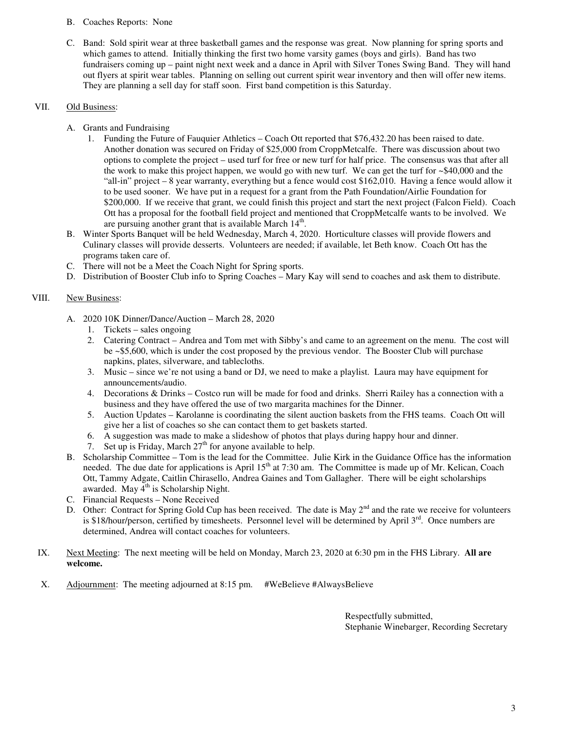B. Coaches Reports: None

C. Band: Sold spirit wear at three basketball games and the response was great. Now planning for spring sports and which games to attend. Initially thinking the first two home varsity games (boys and girls). Band has two fundraisers coming up – paint night next week and a dance in April with Silver Tones Swing Band. They will hand out flyers at spirit wear tables. Planning on selling out current spirit wear inventory and then will offer new items. They are planning a sell day for staff soon. First band competition is this Saturday.

VII. Old Business:

A. Grants and Fundraising
   1. Funding the Future of Fauquier Athletics – Coach Ott reported that $76,432.20 has been raised to date. Another donation was secured on Friday of $25,000 from CroppMetcalfe. There was discussion about two options to complete the project – used turf for free or new turf for half price. The consensus was that after all the work to make this project happen, we would go with new turf. We can get the turf for ~$40,000 and the "all-in" project – 8 year warranty, everything but a fence would cost $162,010. Having a fence would allow it to be used sooner. We have put in a request for a grant from the Path Foundation/Airlie Foundation for $200,000. If we receive that grant, we could finish this project and start the next project (Falcon Field). Coach Ott has a proposal for the football field project and mentioned that CroppMetcalfe wants to be involved. We are pursuing another grant that is available March 14th.

B. Winter Sports Banquet will be held Wednesday, March 4, 2020. Horticulture classes will provide flowers and Culinary classes will provide desserts. Volunteers are needed; if available, let Beth know. Coach Ott has the programs taken care of.

C. There will not be a Meet the Coach Night for Spring sports.

D. Distribution of Booster Club info to Spring Coaches – Mary Kay will send to coaches and ask them to distribute.

VIII. New Business:

A. 2020 10K Dinner/Dance/Auction – March 28, 2020
   1. Tickets – sales ongoing
   2. Catering Contract – Andrea and Tom met with Sibby's and came to an agreement on the menu. The cost will be ~$5,600, which is under the cost proposed by the previous vendor. The Booster Club will purchase napkins, plates, silverware, and tablecloths.
   3. Music – since we're not using a band or DJ, we need to make a playlist. Laura may have equipment for announcements/audio.
   4. Decorations & Drinks – Costco run will be made for food and drinks. Sherri Railey has a connection with a business and they have offered the use of two margarita machines for the Dinner.
   5. Auction Updates – Karolanne is coordinating the silent auction baskets from the FHS teams. Coach Ott will give her a list of coaches so she can contact them to get baskets started.
   6. A suggestion was made to make a slideshow of photos that plays during happy hour and dinner.
   7. Set up is Friday, March 27th for anyone available to help.

B. Scholarship Committee – Tom is the lead for the Committee. Julie Kirk in the Guidance Office has the information needed. The due date for applications is April 15th at 7:30 am. The Committee is made up of Mr. Kelican, Coach Ott, Tammy Adgate, Caitlin Chirasello, Andrea Gaines and Tom Gallagher. There will be eight scholarships awarded. May 4th is Scholarship Night.

C. Financial Requests – None Received

D. Other: Contract for Spring Gold Cup has been received. The date is May 2nd and the rate we receive for volunteers is $18/hour/person, certified by timesheets. Personnel level will be determined by April 3rd. Once numbers are determined, Andrea will contact coaches for volunteers.

IX. Next Meeting: The next meeting will be held on Monday, March 23, 2020 at 6:30 pm in the FHS Library. **All are welcome.**

X. Adjournment: The meeting adjourned at 8:15 pm. #WeBelieve #AlwaysBelieve

Respectfully submitted,
Stephanie Winebarger, Recording Secretary